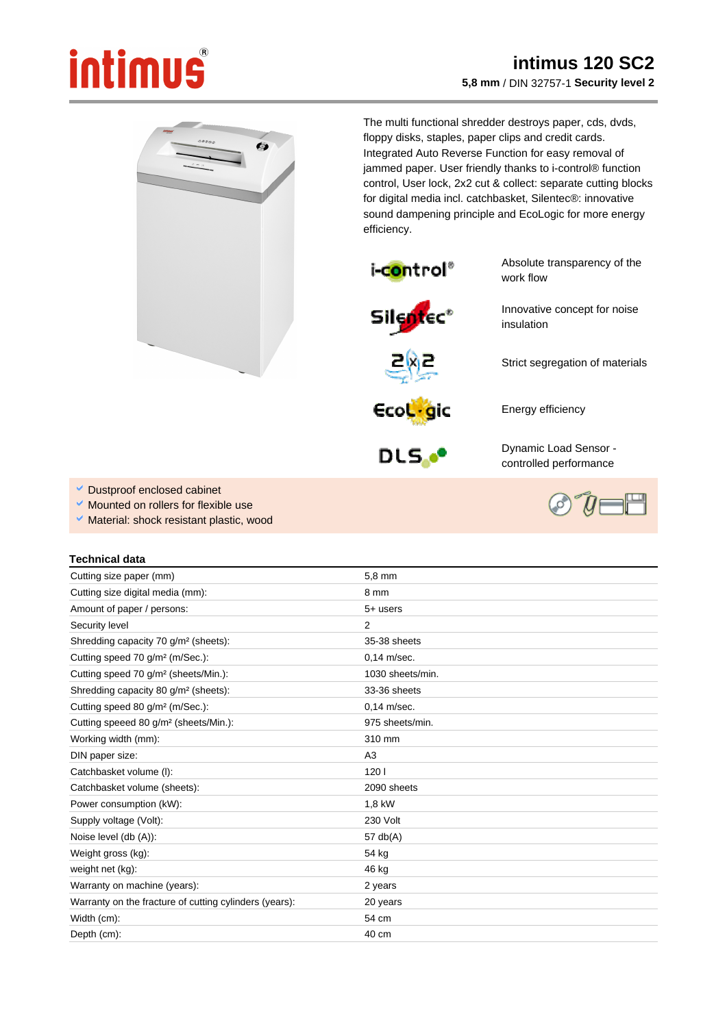# intimus 120 SC2

**5,8 mm** / DIN 32757-1 **Security level 2**

The multi functional shredder destroys paper, cds, dvds, floppy disks, staples, paper clips and credit cards. Integrated Auto Reverse Function for easy removal of jammed paper. User friendly thanks to i-control® function control, User lock, 2x2 cut & collect: separate cutting blocks for digital media incl. catchbasket, Silentec®: innovative sound dampening principle and EcoLogic for more energy efficiency.

| | |
|---|---|
| i-control® | Absolute transparency of the work flow |
| Silentec® | Innovative concept for noise insulation |
| 2x2 | Strict segregation of materials |
| EcoLogic | Energy efficiency |
| DLS | Dynamic Load Sensor - controlled performance |

- Dustproof enclosed cabinet
- Mounted on rollers for flexible use
- Material: shock resistant plastic, wood

### Technical data

| | |
|---|---|
| Cutting size paper (mm) | 5,8 mm |
| Cutting size digital media (mm): | 8 mm |
| Amount of paper / persons: | 5+ users |
| Security level | 2 |
| Shredding capacity 70 g/m² (sheets): | 35-38 sheets |
| Cutting speed 70 g/m² (m/Sec.): | 0,14 m/sec. |
| Cutting speed 70 g/m² (sheets/Min.): | 1030 sheets/min. |
| Shredding capacity 80 g/m² (sheets): | 33-36 sheets |
| Cutting speed 80 g/m² (m/Sec.): | 0,14 m/sec. |
| Cutting speeed 80 g/m² (sheets/Min.): | 975 sheets/min. |
| Working width (mm): | 310 mm |
| DIN paper size: | A3 |
| Catchbasket volume (l): | 120 l |
| Catchbasket volume (sheets): | 2090 sheets |
| Power consumption (kW): | 1,8 kW |
| Supply voltage (Volt): | 230 Volt |
| Noise level (db (A)): | 57 db(A) |
| Weight gross (kg): | 54 kg |
| weight net (kg): | 46 kg |
| Warranty on machine (years): | 2 years |
| Warranty on the fracture of cutting cylinders (years): | 20 years |
| Width (cm): | 54 cm |
| Depth (cm): | 40 cm |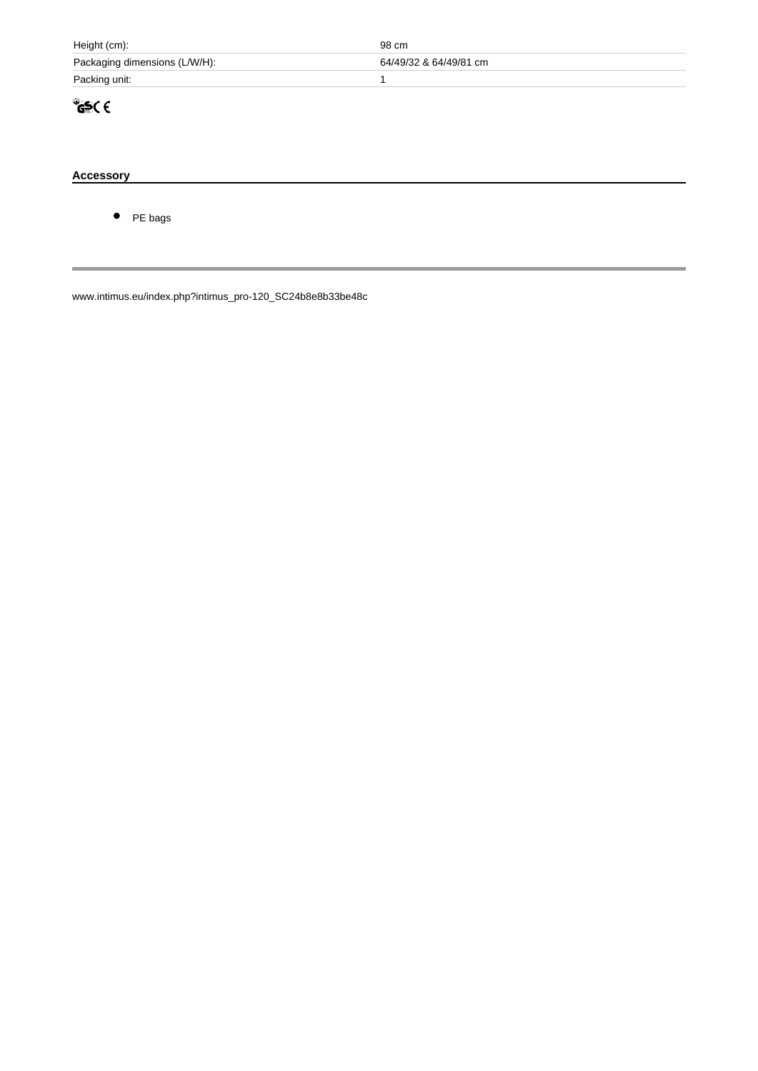| | |
|---|---|
| Height (cm): | 98 cm |
| Packaging dimensions (L/W/H): | 64/49/32 & 64/49/81 cm |
| Packing unit: | 1 |

## Accessory

- PE bags

www.intimus.eu/index.php?intimus_pro-120_SC24b8e8b33be48c